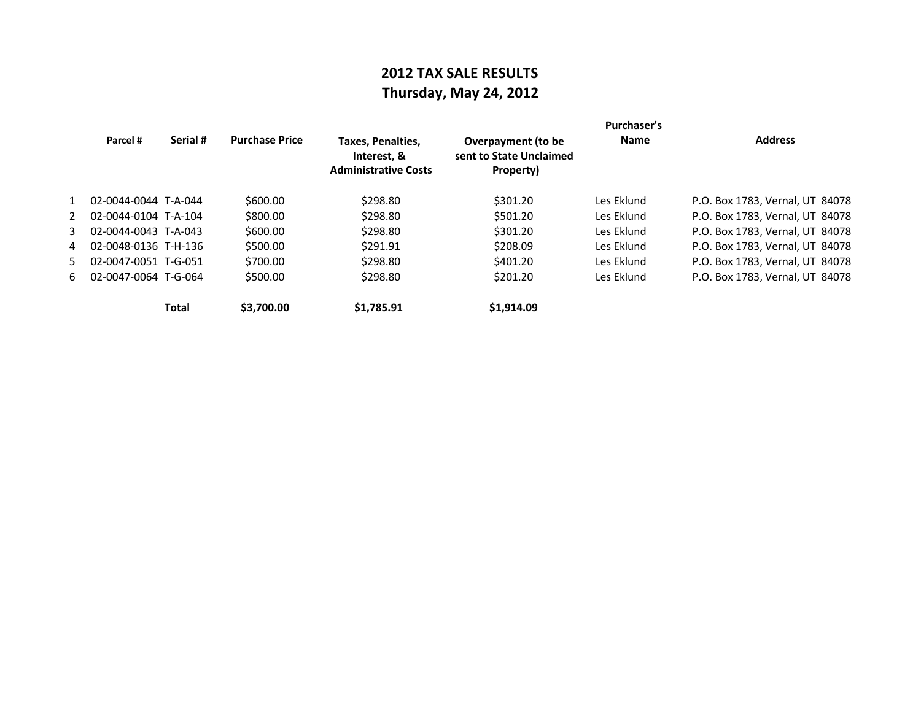# 2012 TAX SALE RESULTS
## Thursday, May 24, 2012

| | Parcel # | Serial # | Purchase Price | Taxes, Penalties, Interest, & Administrative Costs | Overpayment (to be sent to State Unclaimed Property) | Purchaser's Name | Address |
|---|---|---|---|---|---|---|---|
| 1 | 02-0044-0044 | T-A-044 | $600.00 | $298.80 | $301.20 | Les Eklund | P.O. Box 1783, Vernal, UT 84078 |
| 2 | 02-0044-0104 | T-A-104 | $800.00 | $298.80 | $501.20 | Les Eklund | P.O. Box 1783, Vernal, UT 84078 |
| 3 | 02-0044-0043 | T-A-043 | $600.00 | $298.80 | $301.20 | Les Eklund | P.O. Box 1783, Vernal, UT 84078 |
| 4 | 02-0048-0136 | T-H-136 | $500.00 | $291.91 | $208.09 | Les Eklund | P.O. Box 1783, Vernal, UT 84078 |
| 5 | 02-0047-0051 | T-G-051 | $700.00 | $298.80 | $401.20 | Les Eklund | P.O. Box 1783, Vernal, UT 84078 |
| 6 | 02-0047-0064 | T-G-064 | $500.00 | $298.80 | $201.20 | Les Eklund | P.O. Box 1783, Vernal, UT 84078 |
| | | **Total** | **$3,700.00** | **$1,785.91** | **$1,914.09** | | |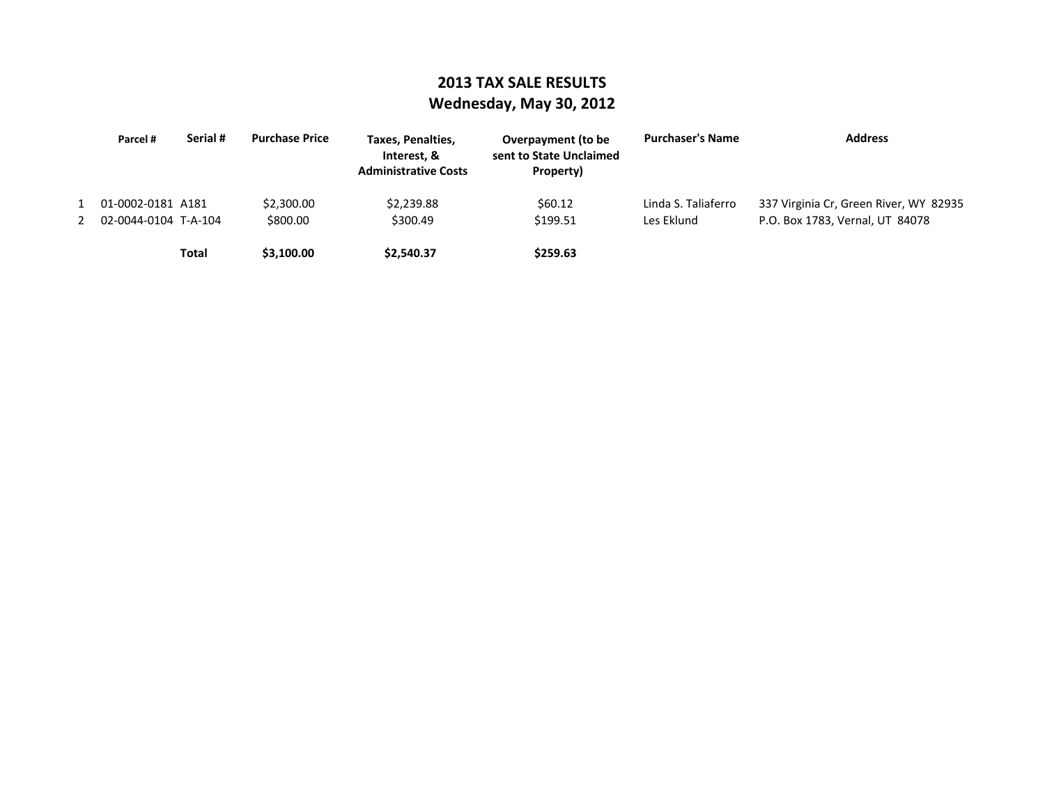# 2013 TAX SALE RESULTS
## Wednesday, May 30, 2012

| | Parcel # | Serial # | Purchase Price | Taxes, Penalties, Interest, & Administrative Costs | Overpayment (to be sent to State Unclaimed Property) | Purchaser's Name | Address |
|---|---|---|---|---|---|---|---|
| 1 | 01-0002-0181 | A181 | $2,300.00 | $2,239.88 | $60.12 | Linda S. Taliaferro | 337 Virginia Cr, Green River, WY 82935 |
| 2 | 02-0044-0104 | T-A-104 | $800.00 | $300.49 | $199.51 | Les Eklund | P.O. Box 1783, Vernal, UT 84078 |
| | | **Total** | **$3,100.00** | **$2,540.37** | **$259.63** | | |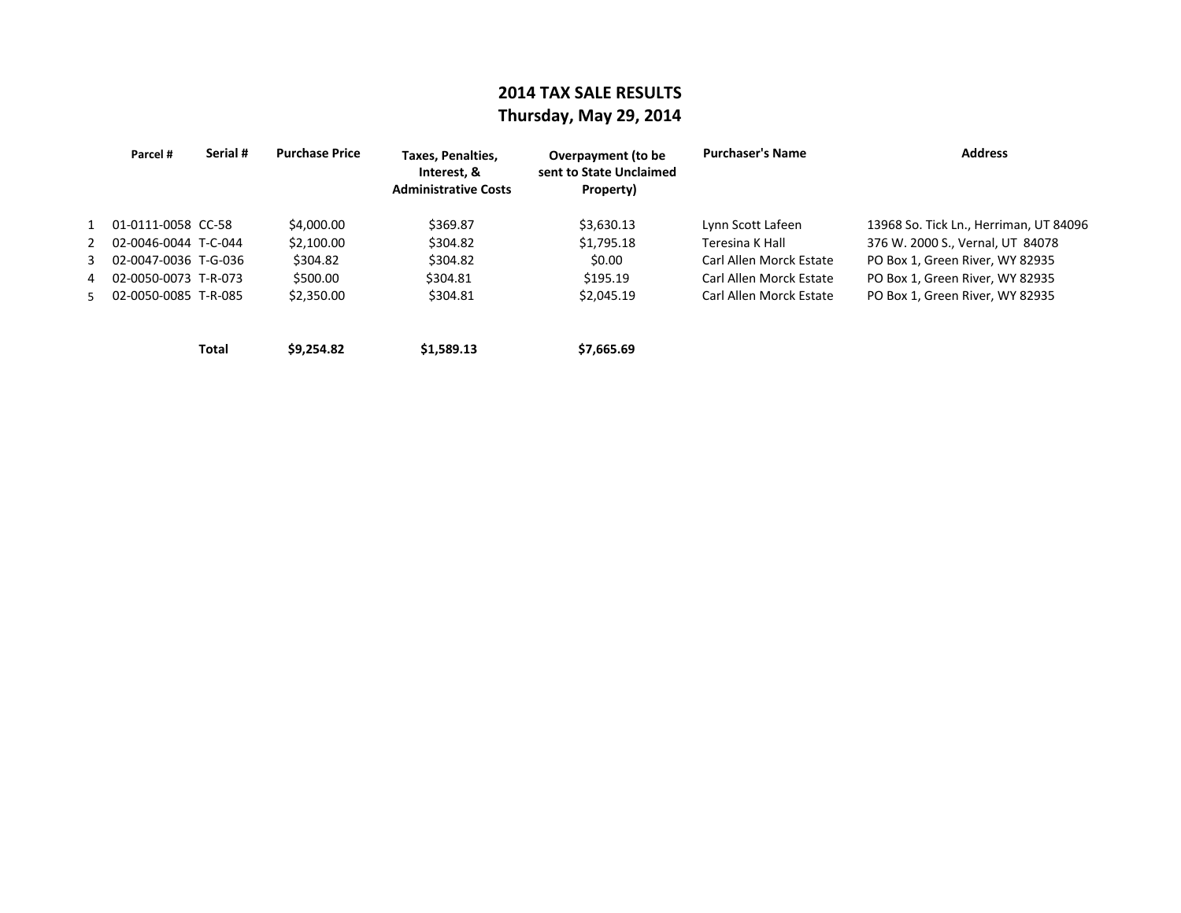# 2014 TAX SALE RESULTS
## Thursday, May 29, 2014

| | Parcel # | Serial # | Purchase Price | Taxes, Penalties, Interest, & Administrative Costs | Overpayment (to be sent to State Unclaimed Property) | Purchaser's Name | Address |
|---|---|---|---|---|---|---|---|
| 1 | 01-0111-0058 | CC-58 | $4,000.00 | $369.87 | $3,630.13 | Lynn Scott Lafeen | 13968 So. Tick Ln., Herriman, UT 84096 |
| 2 | 02-0046-0044 | T-C-044 | $2,100.00 | $304.82 | $1,795.18 | Teresina K Hall | 376 W. 2000 S., Vernal, UT 84078 |
| 3 | 02-0047-0036 | T-G-036 | $304.82 | $304.82 | $0.00 | Carl Allen Morck Estate | PO Box 1, Green River, WY 82935 |
| 4 | 02-0050-0073 | T-R-073 | $500.00 | $304.81 | $195.19 | Carl Allen Morck Estate | PO Box 1, Green River, WY 82935 |
| 5 | 02-0050-0085 | T-R-085 | $2,350.00 | $304.81 | $2,045.19 | Carl Allen Morck Estate | PO Box 1, Green River, WY 82935 |
| | | **Total** | **$9,254.82** | **$1,589.13** | **$7,665.69** | | |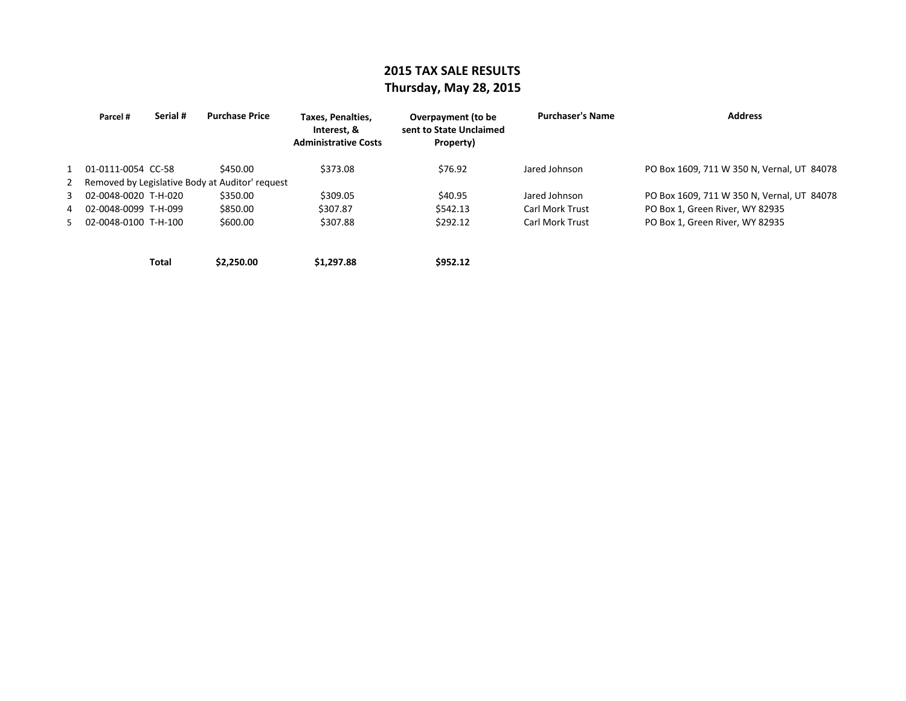## 2015 TAX SALE RESULTS
## Thursday, May 28, 2015

| | Parcel # | Serial # | Purchase Price | Taxes, Penalties, Interest, & Administrative Costs | Overpayment (to be sent to State Unclaimed Property) | Purchaser's Name | Address |
|---|---|---|---|---|---|---|---|
| 1 | 01-0111-0054 | CC-58 | $450.00 | $373.08 | $76.92 | Jared Johnson | PO Box 1609, 711 W 350 N, Vernal, UT 84078 |
| 2 | Removed by Legislative Body at Auditor' request | | | | | | |
| 3 | 02-0048-0020 | T-H-020 | $350.00 | $309.05 | $40.95 | Jared Johnson | PO Box 1609, 711 W 350 N, Vernal, UT 84078 |
| 4 | 02-0048-0099 | T-H-099 | $850.00 | $307.87 | $542.13 | Carl Mork Trust | PO Box 1, Green River, WY 82935 |
| 5 | 02-0048-0100 | T-H-100 | $600.00 | $307.88 | $292.12 | Carl Mork Trust | PO Box 1, Green River, WY 82935 |
| | | **Total** | **$2,250.00** | **$1,297.88** | **$952.12** | | |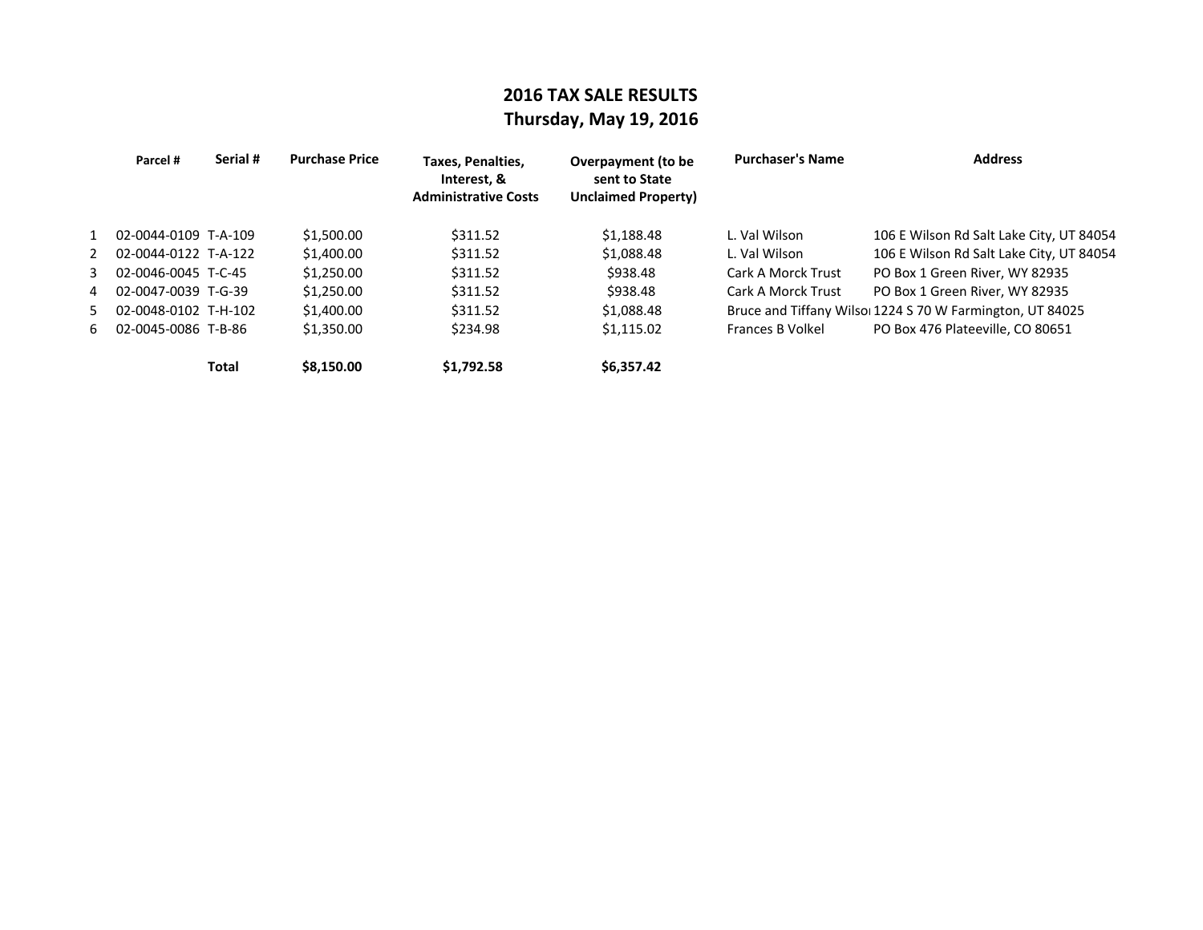# 2016 TAX SALE RESULTS
## Thursday, May 19, 2016

| | Parcel # | Serial # | Purchase Price | Taxes, Penalties, Interest, & Administrative Costs | Overpayment (to be sent to State Unclaimed Property) | Purchaser's Name | Address |
|---|---|---|---|---|---|---|---|
| 1 | 02-0044-0109 | T-A-109 | $1,500.00 | $311.52 | $1,188.48 | L. Val Wilson | 106 E Wilson Rd Salt Lake City, UT 84054 |
| 2 | 02-0044-0122 | T-A-122 | $1,400.00 | $311.52 | $1,088.48 | L. Val Wilson | 106 E Wilson Rd Salt Lake City, UT 84054 |
| 3 | 02-0046-0045 | T-C-45 | $1,250.00 | $311.52 | $938.48 | Cark A Morck Trust | PO Box 1 Green River, WY 82935 |
| 4 | 02-0047-0039 | T-G-39 | $1,250.00 | $311.52 | $938.48 | Cark A Morck Trust | PO Box 1 Green River, WY 82935 |
| 5 | 02-0048-0102 | T-H-102 | $1,400.00 | $311.52 | $1,088.48 | Bruce and Tiffany Wilso | 1224 S 70 W Farmington, UT 84025 |
| 6 | 02-0045-0086 | T-B-86 | $1,350.00 | $234.98 | $1,115.02 | Frances B Volkel | PO Box 476 Plateeville, CO 80651 |
| | | **Total** | **$8,150.00** | **$1,792.58** | **$6,357.42** | | |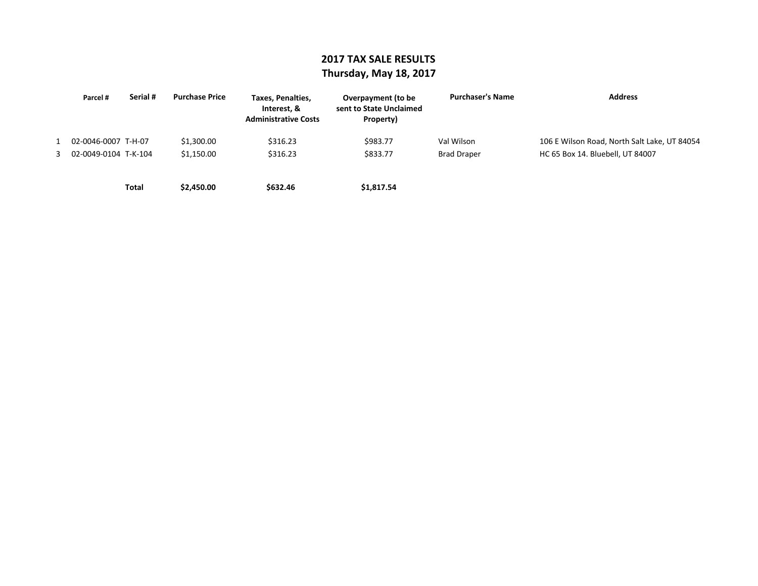# 2017 TAX SALE RESULTS
## Thursday, May 18, 2017

| | Parcel # | Serial # | Purchase Price | Taxes, Penalties, Interest, & Administrative Costs | Overpayment (to be sent to State Unclaimed Property) | Purchaser's Name | Address |
|---|---|---|---|---|---|---|---|
| 1 | 02-0046-0007 | T-H-07 | $1,300.00 | $316.23 | $983.77 | Val Wilson | 106 E Wilson Road, North Salt Lake, UT 84054 |
| 3 | 02-0049-0104 | T-K-104 | $1,150.00 | $316.23 | $833.77 | Brad Draper | HC 65 Box 14. Bluebell, UT 84007 |
| | | **Total** | **$2,450.00** | **$632.46** | **$1,817.54** | | |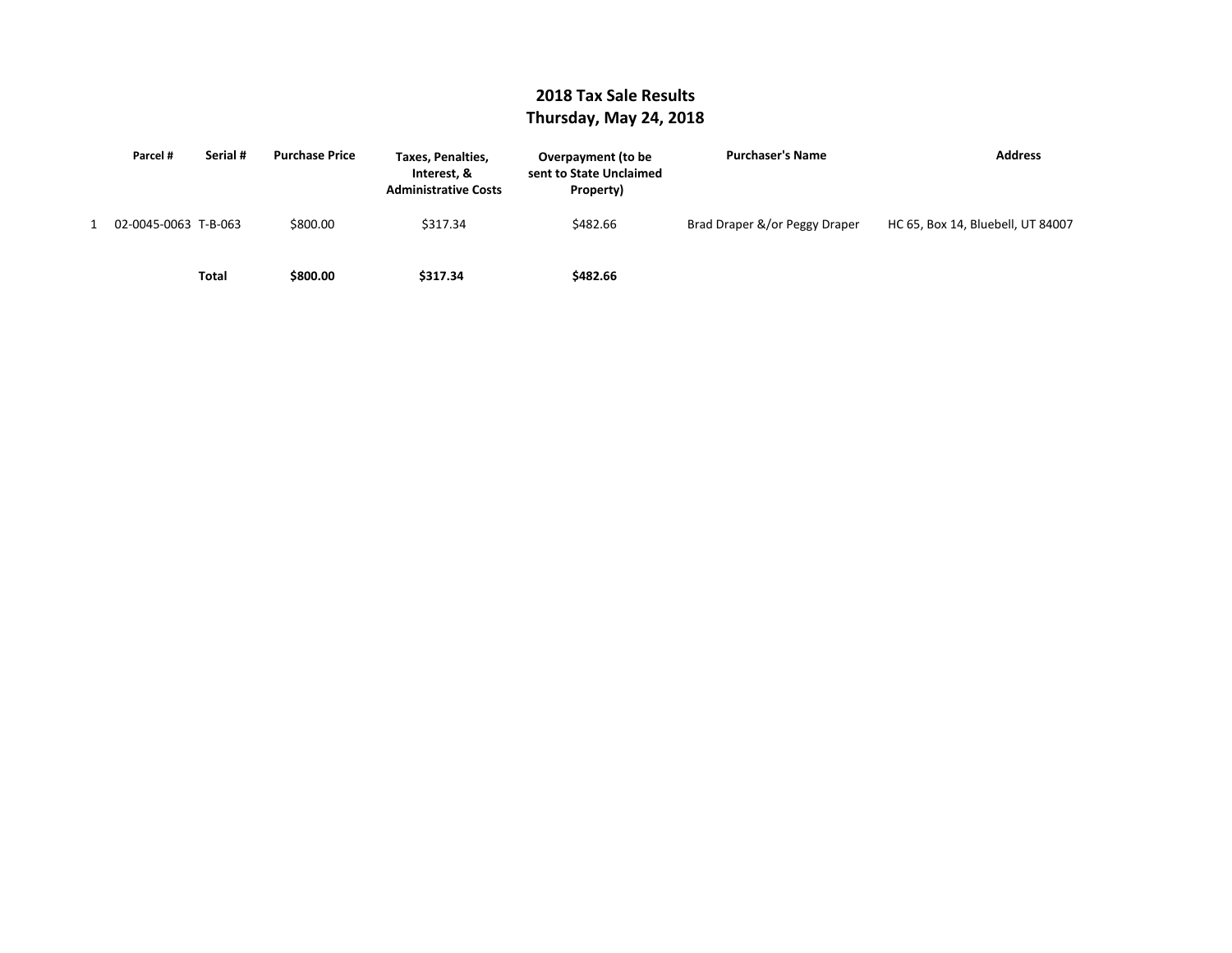# 2018 Tax Sale Results
## Thursday, May 24, 2018

| | Parcel # | Serial # | Purchase Price | Taxes, Penalties, Interest, & Administrative Costs | Overpayment (to be sent to State Unclaimed Property) | Purchaser's Name | Address |
|---|---|---|---|---|---|---|---|
| 1 | 02-0045-0063 | T-B-063 | $800.00 | $317.34 | $482.66 | Brad Draper &/or Peggy Draper | HC 65, Box 14, Bluebell, UT 84007 |
| | | **Total** | **$800.00** | **$317.34** | **$482.66** | | |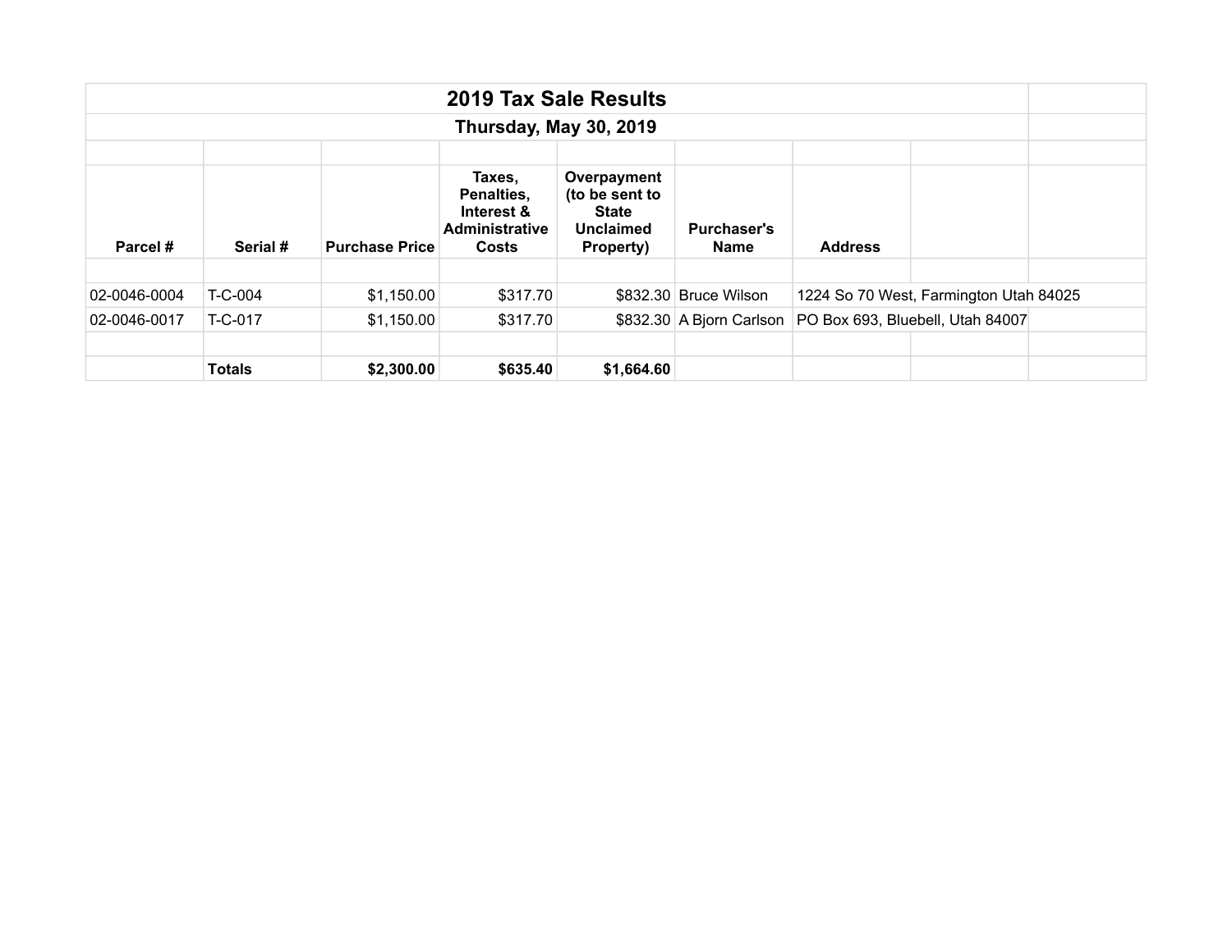# 2019 Tax Sale Results

## Thursday, May 30, 2019

| Parcel # | Serial # | Purchase Price | Taxes, Penalties, Interest & Administrative Costs | Overpayment (to be sent to State Unclaimed Property) | Purchaser's Name | Address |
|---|---|---|---|---|---|---|
| 02-0046-0004 | T-C-004 | $1,150.00 | $317.70 | $832.30 | Bruce Wilson | 1224 So 70 West, Farmington Utah 84025 |
| 02-0046-0017 | T-C-017 | $1,150.00 | $317.70 | $832.30 | A Bjorn Carlson | PO Box 693, Bluebell, Utah 84007 |
| | **Totals** | **$2,300.00** | **$635.40** | **$1,664.60** | | |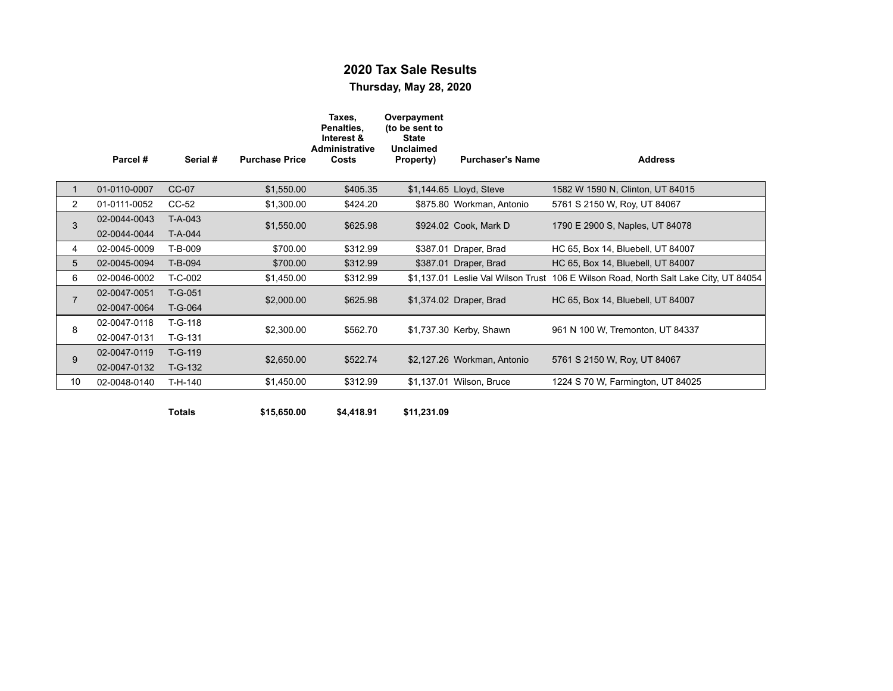# 2020 Tax Sale Results

### Thursday, May 28, 2020

| | Parcel # | Serial # | Purchase Price | Taxes, Penalties, Interest & Administrative Costs | Overpayment (to be sent to State Unclaimed Property) | Purchaser's Name | Address |
|---|---|---|---|---|---|---|---|
| 1 | 01-0110-0007 | CC-07 | $1,550.00 | $405.35 | $1,144.65 | Lloyd, Steve | 1582 W 1590 N, Clinton, UT 84015 |
| 2 | 01-0111-0052 | CC-52 | $1,300.00 | $424.20 | $875.80 | Workman, Antonio | 5761 S 2150 W, Roy, UT 84067 |
| 3 | 02-0044-0043<br>02-0044-0044 | T-A-043<br>T-A-044 | $1,550.00 | $625.98 | $924.02 | Cook, Mark D | 1790 E 2900 S, Naples, UT 84078 |
| 4 | 02-0045-0009 | T-B-009 | $700.00 | $312.99 | $387.01 | Draper, Brad | HC 65, Box 14, Bluebell, UT 84007 |
| 5 | 02-0045-0094 | T-B-094 | $700.00 | $312.99 | $387.01 | Draper, Brad | HC 65, Box 14, Bluebell, UT 84007 |
| 6 | 02-0046-0002 | T-C-002 | $1,450.00 | $312.99 | $1,137.01 | Leslie Val Wilson Trust | 106 E Wilson Road, North Salt Lake City, UT 84054 |
| 7 | 02-0047-0051<br>02-0047-0064 | T-G-051<br>T-G-064 | $2,000.00 | $625.98 | $1,374.02 | Draper, Brad | HC 65, Box 14, Bluebell, UT 84007 |
| 8 | 02-0047-0118<br>02-0047-0131 | T-G-118<br>T-G-131 | $2,300.00 | $562.70 | $1,737.30 | Kerby, Shawn | 961 N 100 W, Tremonton, UT 84337 |
| 9 | 02-0047-0119<br>02-0047-0132 | T-G-119<br>T-G-132 | $2,650.00 | $522.74 | $2,127.26 | Workman, Antonio | 5761 S 2150 W, Roy, UT 84067 |
| 10 | 02-0048-0140 | T-H-140 | $1,450.00 | $312.99 | $1,137.01 | Wilson, Bruce | 1224 S 70 W, Farmington, UT 84025 |
| | | **Totals** | **$15,650.00** | **$4,418.91** | **$11,231.09** | | |